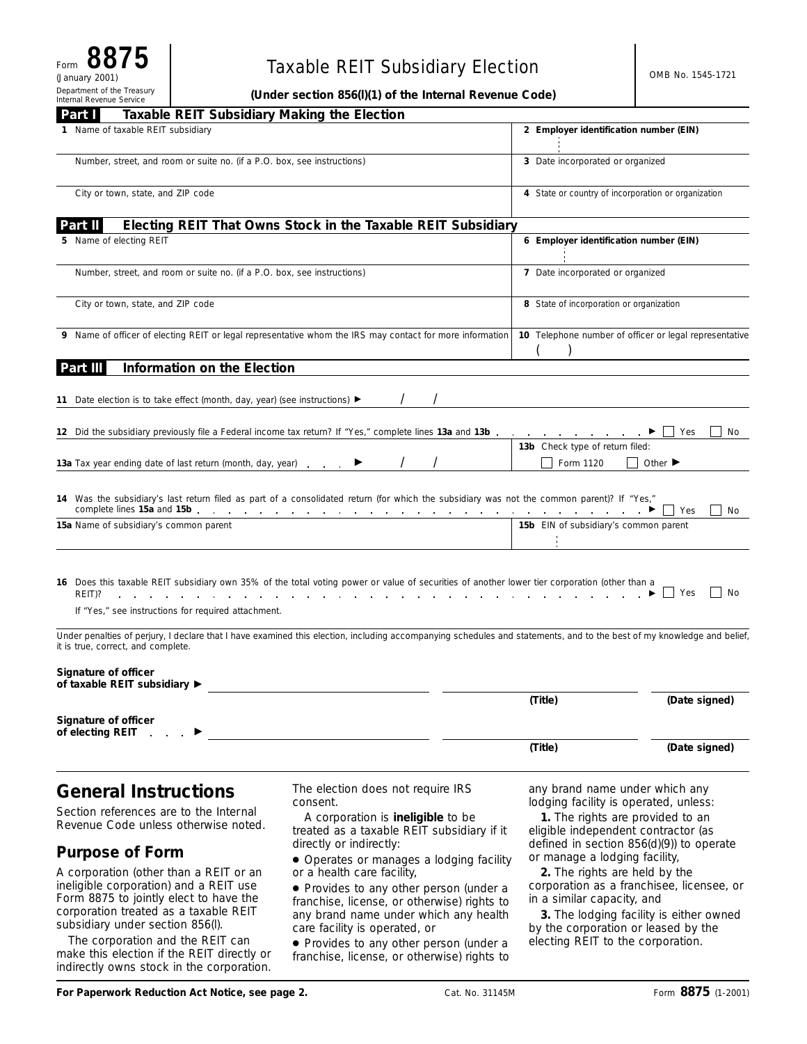Form **8875**
(January 2001)
Department of the Treasury
Internal Revenue Service

# Taxable REIT Subsidiary Election

**(Under section 856(l)(1) of the Internal Revenue Code)**

OMB No. 1545-1721

## Part I Taxable REIT Subsidiary Making the Election

| | |
|---|---|
| 1 Name of taxable REIT subsidiary | 2 Employer identification number (EIN) |
| Number, street, and room or suite no. (if a P.O. box, see instructions) | 3 Date incorporated or organized |
| City or town, state, and ZIP code | 4 State or country of incorporation or organization |

## Part II Electing REIT That Owns Stock in the Taxable REIT Subsidiary

| | |
|---|---|
| 5 Name of electing REIT | 6 Employer identification number (EIN) |
| Number, street, and room or suite no. (if a P.O. box, see instructions) | 7 Date incorporated or organized |
| City or town, state, and ZIP code | 8 State of incorporation or organization |
| 9 Name of officer of electing REIT or legal representative whom the IRS may contact for more information | 10 Telephone number of officer or legal representative ( ) |

## Part III Information on the Election

**11** Date election is to take effect (month, day, year) (see instructions) ▶ / /

**12** Did the subsidiary previously file a Federal income tax return? If "Yes," complete lines **13a** and **13b** . . . ▶ ☐ Yes ☐ No

**13a** Tax year ending date of last return (month, day, year) . . . ▶ / /

**13b** Check type of return filed: ☐ Form 1120 ☐ Other ▶

**14** Was the subsidiary's last return filed as part of a consolidated return (for which the subsidiary was not the common parent)? If "Yes," complete lines **15a** and **15b** . . . ▶ ☐ Yes ☐ No

| | |
|---|---|
| 15a Name of subsidiary's common parent | 15b EIN of subsidiary's common parent |

**16** Does this taxable REIT subsidiary own 35% of the total voting power or value of securities of another lower tier corporation (other than a REIT)? . . . ▶ ☐ Yes ☐ No

If "Yes," see instructions for required attachment.

Under penalties of perjury, I declare that I have examined this election, including accompanying schedules and statements, and to the best of my knowledge and belief, it is true, correct, and complete.

**Signature of officer of taxable REIT subsidiary** ▶ ______________________ **(Title)** **(Date signed)**

**Signature of officer of electing REIT** . . . ▶ ______________________ **(Title)** **(Date signed)**

# General Instructions

Section references are to the Internal Revenue Code unless otherwise noted.

## Purpose of Form

A corporation (other than a REIT or an ineligible corporation) and a REIT use Form 8875 to jointly elect to have the corporation treated as a taxable REIT subsidiary under section 856(l).

The corporation and the REIT can make this election if the REIT directly or indirectly owns stock in the corporation. The election does not require IRS consent.

A corporation is **ineligible** to be treated as a taxable REIT subsidiary if it directly or indirectly:

- Operates or manages a lodging facility or a health care facility,
- Provides to any other person (under a franchise, license, or otherwise) rights to any brand name under which any health care facility is operated, or
- Provides to any other person (under a franchise, license, or otherwise) rights to any brand name under which any lodging facility is operated, unless:

**1.** The rights are provided to an eligible independent contractor (as defined in section 856(d)(9)) to operate or manage a lodging facility,

**2.** The rights are held by the corporation as a franchisee, licensee, or in a similar capacity, and

**3.** The lodging facility is either owned by the corporation or leased by the electing REIT to the corporation.

**For Paperwork Reduction Act Notice, see page 2.** Cat. No. 31145M Form **8875** (1-2001)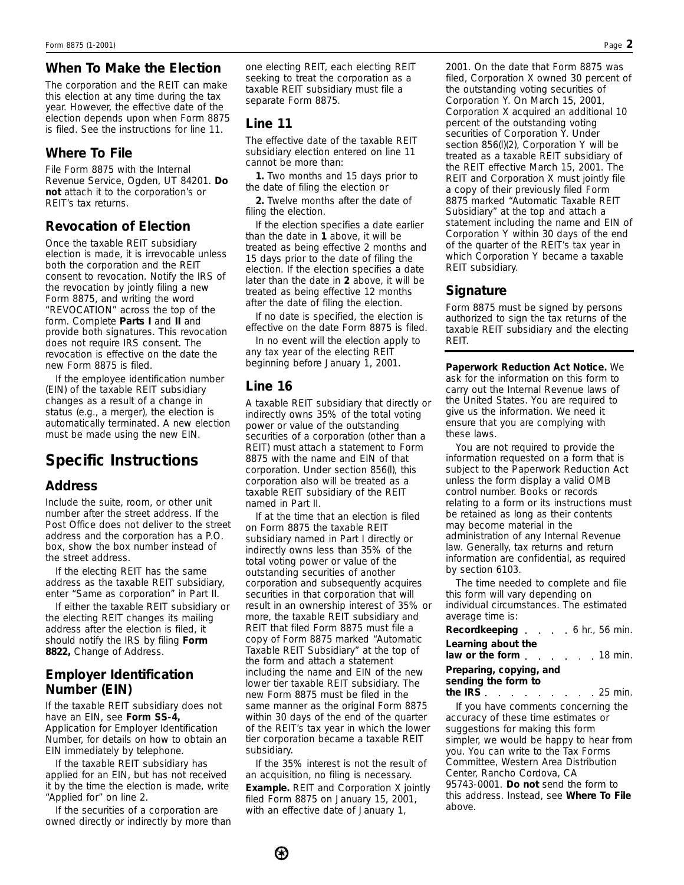## When To Make the Election

The corporation and the REIT can make this election at any time during the tax year. However, the effective date of the election depends upon when Form 8875 is filed. See the instructions for line 11.

## Where To File

File Form 8875 with the Internal Revenue Service, Ogden, UT 84201. **Do not** attach it to the corporation's or REIT's tax returns.

## Revocation of Election

Once the taxable REIT subsidiary election is made, it is irrevocable unless both the corporation and the REIT consent to revocation. Notify the IRS of the revocation by jointly filing a new Form 8875, and writing the word "REVOCATION" across the top of the form. Complete **Parts I** and **II** and provide both signatures. This revocation does not require IRS consent. The revocation is effective on the date the new Form 8875 is filed.

If the employee identification number (EIN) of the taxable REIT subsidiary changes as a result of a change in status (e.g., a merger), the election is automatically terminated. A new election must be made using the new EIN.

# Specific Instructions

## Address

Include the suite, room, or other unit number after the street address. If the Post Office does not deliver to the street address and the corporation has a P.O. box, show the box number instead of the street address.

If the electing REIT has the same address as the taxable REIT subsidiary, enter "Same as corporation" in Part II.

If either the taxable REIT subsidiary or the electing REIT changes its mailing address after the election is filed, it should notify the IRS by filing **Form 8822,** Change of Address.

## Employer Identification Number (EIN)

If the taxable REIT subsidiary does not have an EIN, see **Form SS-4,** Application for Employer Identification Number, for details on how to obtain an EIN immediately by telephone.

If the taxable REIT subsidiary has applied for an EIN, but has not received it by the time the election is made, write "Applied for" on line 2.

If the securities of a corporation are owned directly or indirectly by more than one electing REIT, each electing REIT seeking to treat the corporation as a taxable REIT subsidiary must file a separate Form 8875.

## Line 11

The effective date of the taxable REIT subsidiary election entered on line 11 cannot be more than:

**1.** Two months and 15 days prior to the date of filing the election or

**2.** Twelve months after the date of filing the election.

If the election specifies a date earlier than the date in **1** above, it will be treated as being effective 2 months and 15 days prior to the date of filing the election. If the election specifies a date later than the date in **2** above, it will be treated as being effective 12 months after the date of filing the election.

If no date is specified, the election is effective on the date Form 8875 is filed.

In no event will the election apply to any tax year of the electing REIT beginning before January 1, 2001.

## Line 16

A taxable REIT subsidiary that directly or indirectly owns 35% of the total voting power or value of the outstanding securities of a corporation (other than a REIT) must attach a statement to Form 8875 with the name and EIN of that corporation. Under section 856(l), this corporation also will be treated as a taxable REIT subsidiary of the REIT named in Part II.

If at the time that an election is filed on Form 8875 the taxable REIT subsidiary named in Part I directly or indirectly owns less than 35% of the total voting power or value of the outstanding securities of another corporation and subsequently acquires securities in that corporation that will result in an ownership interest of 35% or more, the taxable REIT subsidiary and REIT that filed Form 8875 must file a copy of Form 8875 marked "Automatic Taxable REIT Subsidiary" at the top of the form and attach a statement including the name and EIN of the new lower tier taxable REIT subsidiary. The new Form 8875 must be filed in the same manner as the original Form 8875 within 30 days of the end of the quarter of the REIT's tax year in which the lower tier corporation became a taxable REIT subsidiary.

If the 35% interest is not the result of an acquisition, no filing is necessary.

**Example.** REIT and Corporation X jointly filed Form 8875 on January 15, 2001, with an effective date of January 1, 2001. On the date that Form 8875 was filed, Corporation X owned 30 percent of the outstanding voting securities of Corporation Y. On March 15, 2001, Corporation X acquired an additional 10 percent of the outstanding voting securities of Corporation Y. Under section 856(l)(2), Corporation Y will be treated as a taxable REIT subsidiary of the REIT effective March 15, 2001. The REIT and Corporation X must jointly file a copy of their previously filed Form 8875 marked "Automatic Taxable REIT Subsidiary" at the top and attach a statement including the name and EIN of Corporation Y within 30 days of the end of the quarter of the REIT's tax year in which Corporation Y became a taxable REIT subsidiary.

## Signature

Form 8875 must be signed by persons authorized to sign the tax returns of the taxable REIT subsidiary and the electing REIT.

**Paperwork Reduction Act Notice.** We ask for the information on this form to carry out the Internal Revenue laws of the United States. You are required to give us the information. We need it ensure that you are complying with these laws.

You are not required to provide the information requested on a form that is subject to the Paperwork Reduction Act unless the form display a valid OMB control number. Books or records relating to a form or its instructions must be retained as long as their contents may become material in the administration of any Internal Revenue law. Generally, tax returns and return information are confidential, as required by section 6103.

The time needed to complete and file this form will vary depending on individual circumstances. The estimated average time is:

| | |
|---|---|
| **Recordkeeping** | 6 hr., 56 min. |
| **Learning about the law or the form** | 18 min. |
| **Preparing, copying, and sending the form to the IRS** | 25 min. |

If you have comments concerning the accuracy of these time estimates or suggestions for making this form simpler, we would be happy to hear from you. You can write to the Tax Forms Committee, Western Area Distribution Center, Rancho Cordova, CA 95743-0001. **Do not** send the form to this address. Instead, see **Where To File** above.